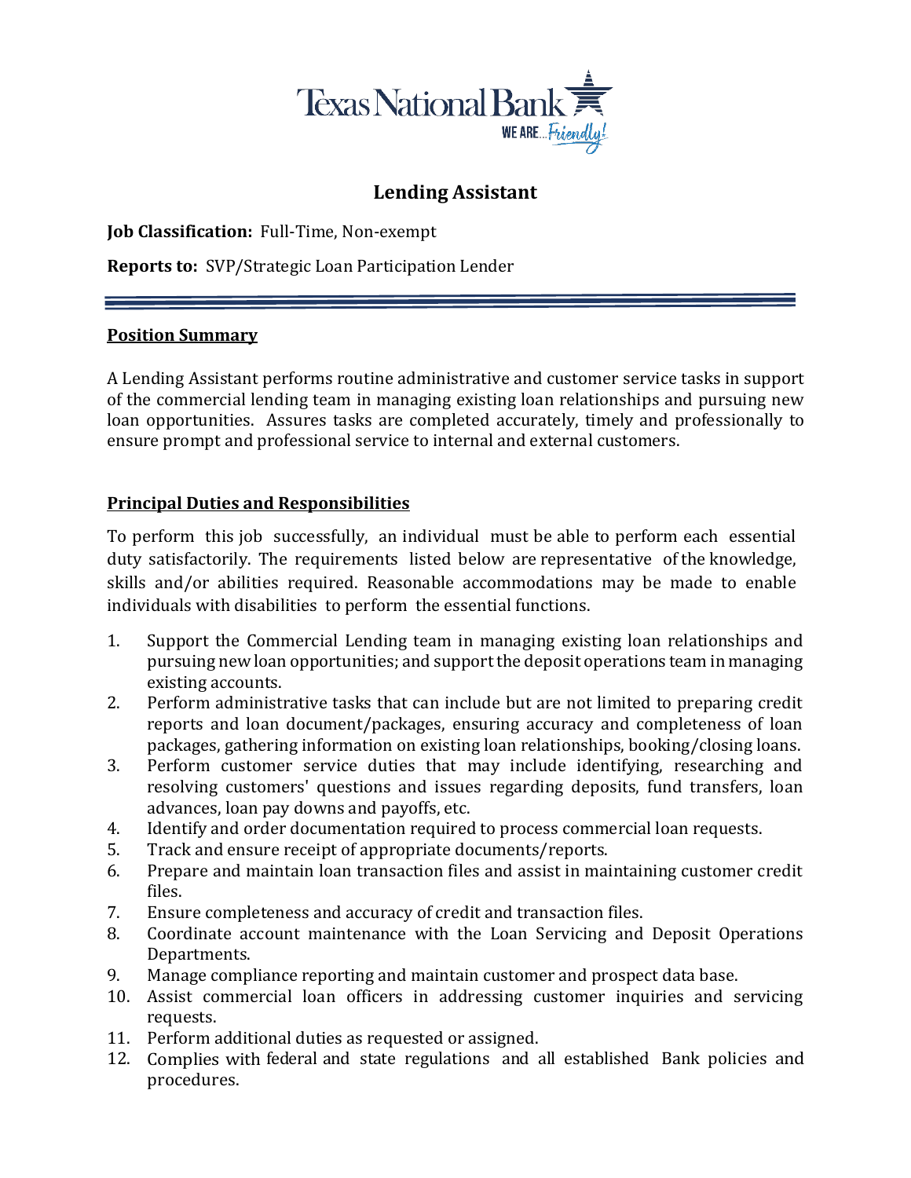Texas National Bank

WE ARE... Friendly!

# Lending Assistant

**Job Classification:** Full-Time, Non-exempt

**Reports to:** SVP/Strategic Loan Participation Lender

---

## Position Summary

A Lending Assistant performs routine administrative and customer service tasks in support of the commercial lending team in managing existing loan relationships and pursuing new loan opportunities. Assures tasks are completed accurately, timely and professionally to ensure prompt and professional service to internal and external customers.

## Principal Duties and Responsibilities

To perform this job successfully, an individual must be able to perform each essential duty satisfactorily. The requirements listed below are representative of the knowledge, skills and/or abilities required. Reasonable accommodations may be made to enable individuals with disabilities to perform the essential functions.

1. Support the Commercial Lending team in managing existing loan relationships and pursuing new loan opportunities; and support the deposit operations team in managing existing accounts.
2. Perform administrative tasks that can include but are not limited to preparing credit reports and loan document/packages, ensuring accuracy and completeness of loan packages, gathering information on existing loan relationships, booking/closing loans.
3. Perform customer service duties that may include identifying, researching and resolving customers' questions and issues regarding deposits, fund transfers, loan advances, loan pay downs and payoffs, etc.
4. Identify and order documentation required to process commercial loan requests.
5. Track and ensure receipt of appropriate documents/reports.
6. Prepare and maintain loan transaction files and assist in maintaining customer credit files.
7. Ensure completeness and accuracy of credit and transaction files.
8. Coordinate account maintenance with the Loan Servicing and Deposit Operations Departments.
9. Manage compliance reporting and maintain customer and prospect data base.
10. Assist commercial loan officers in addressing customer inquiries and servicing requests.
11. Perform additional duties as requested or assigned.
12. Complies with federal and state regulations and all established Bank policies and procedures.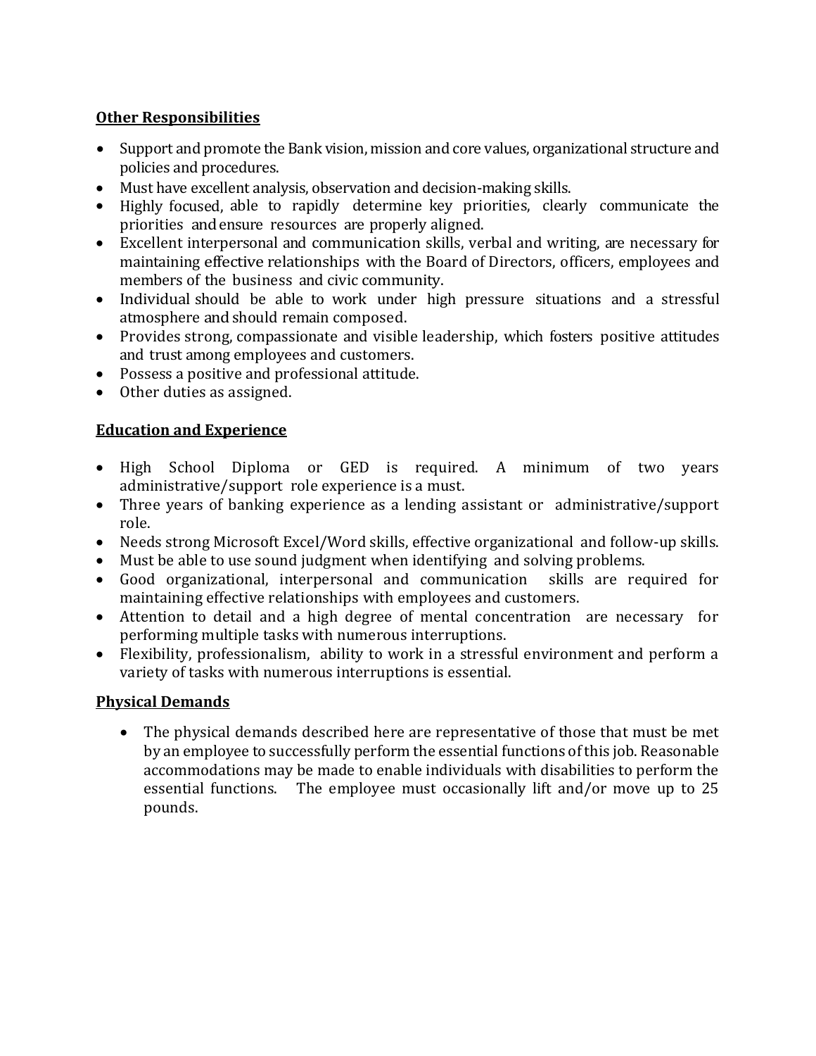**Other Responsibilities**

- Support and promote the Bank vision, mission and core values, organizational structure and policies and procedures.
- Must have excellent analysis, observation and decision-making skills.
- Highly focused, able to rapidly determine key priorities, clearly communicate the priorities and ensure resources are properly aligned.
- Excellent interpersonal and communication skills, verbal and writing, are necessary for maintaining effective relationships with the Board of Directors, officers, employees and members of the business and civic community.
- Individual should be able to work under high pressure situations and a stressful atmosphere and should remain composed.
- Provides strong, compassionate and visible leadership, which fosters positive attitudes and trust among employees and customers.
- Possess a positive and professional attitude.
- Other duties as assigned.

**Education and Experience**

- High School Diploma or GED is required. A minimum of two years administrative/support role experience is a must.
- Three years of banking experience as a lending assistant or administrative/support role.
- Needs strong Microsoft Excel/Word skills, effective organizational and follow-up skills.
- Must be able to use sound judgment when identifying and solving problems.
- Good organizational, interpersonal and communication skills are required for maintaining effective relationships with employees and customers.
- Attention to detail and a high degree of mental concentration are necessary for performing multiple tasks with numerous interruptions.
- Flexibility, professionalism, ability to work in a stressful environment and perform a variety of tasks with numerous interruptions is essential.

**Physical Demands**

- The physical demands described here are representative of those that must be met by an employee to successfully perform the essential functions of this job. Reasonable accommodations may be made to enable individuals with disabilities to perform the essential functions. The employee must occasionally lift and/or move up to 25 pounds.